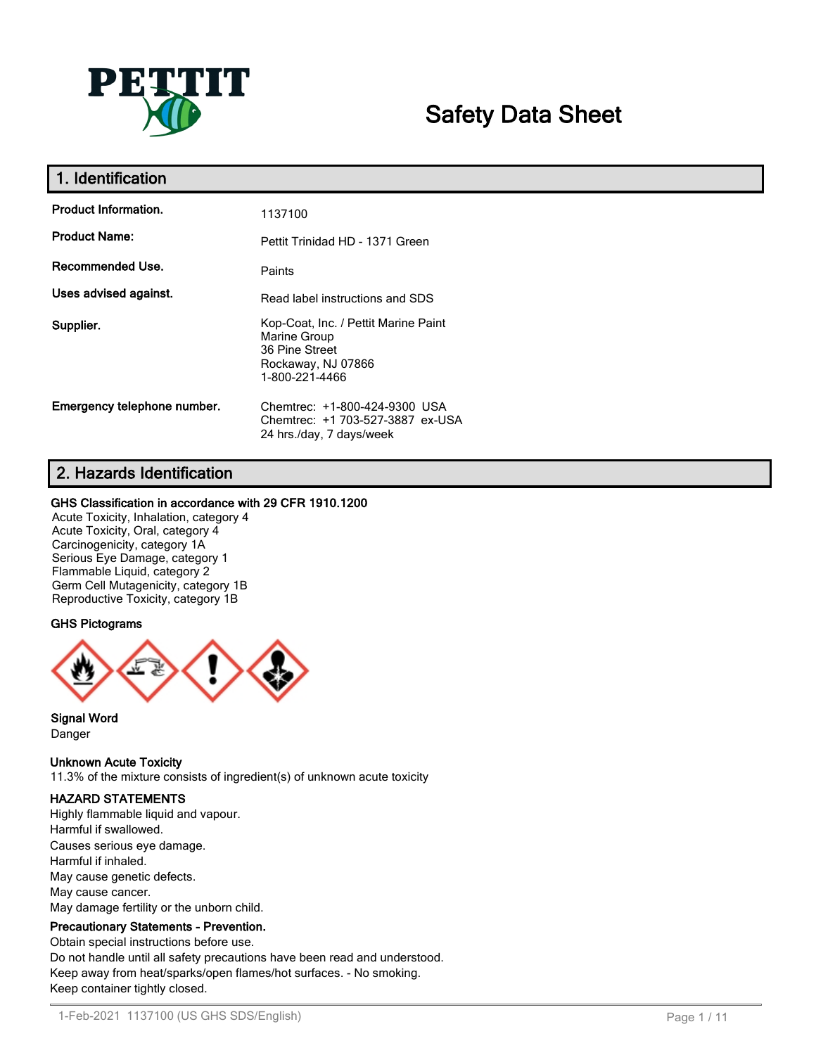# Safety Data Sheet

## 1. Identification

| | |
|---|---|
| **Product Information.** | 1137100 |
| **Product Name:** | Pettit Trinidad HD - 1371 Green |
| **Recommended Use.** | Paints |
| **Uses advised against.** | Read label instructions and SDS |
| **Supplier.** | Kop-Coat, Inc. / Pettit Marine Paint<br>Marine Group<br>36 Pine Street<br>Rockaway, NJ 07866<br>1-800-221-4466 |
| **Emergency telephone number.** | Chemtrec: +1-800-424-9300 USA<br>Chemtrec: +1 703-527-3887 ex-USA<br>24 hrs./day, 7 days/week |

## 2. Hazards Identification

**GHS Classification in accordance with 29 CFR 1910.1200**

Acute Toxicity, Inhalation, category 4
Acute Toxicity, Oral, category 4
Carcinogenicity, category 1A
Serious Eye Damage, category 1
Flammable Liquid, category 2
Germ Cell Mutagenicity, category 1B
Reproductive Toxicity, category 1B

**GHS Pictograms**

**Signal Word**

Danger

**Unknown Acute Toxicity**

11.3% of the mixture consists of ingredient(s) of unknown acute toxicity

**HAZARD STATEMENTS**

Highly flammable liquid and vapour.
Harmful if swallowed.
Causes serious eye damage.
Harmful if inhaled.
May cause genetic defects.
May cause cancer.
May damage fertility or the unborn child.

**Precautionary Statements - Prevention.**

Obtain special instructions before use.
Do not handle until all safety precautions have been read and understood.
Keep away from heat/sparks/open flames/hot surfaces. - No smoking.
Keep container tightly closed.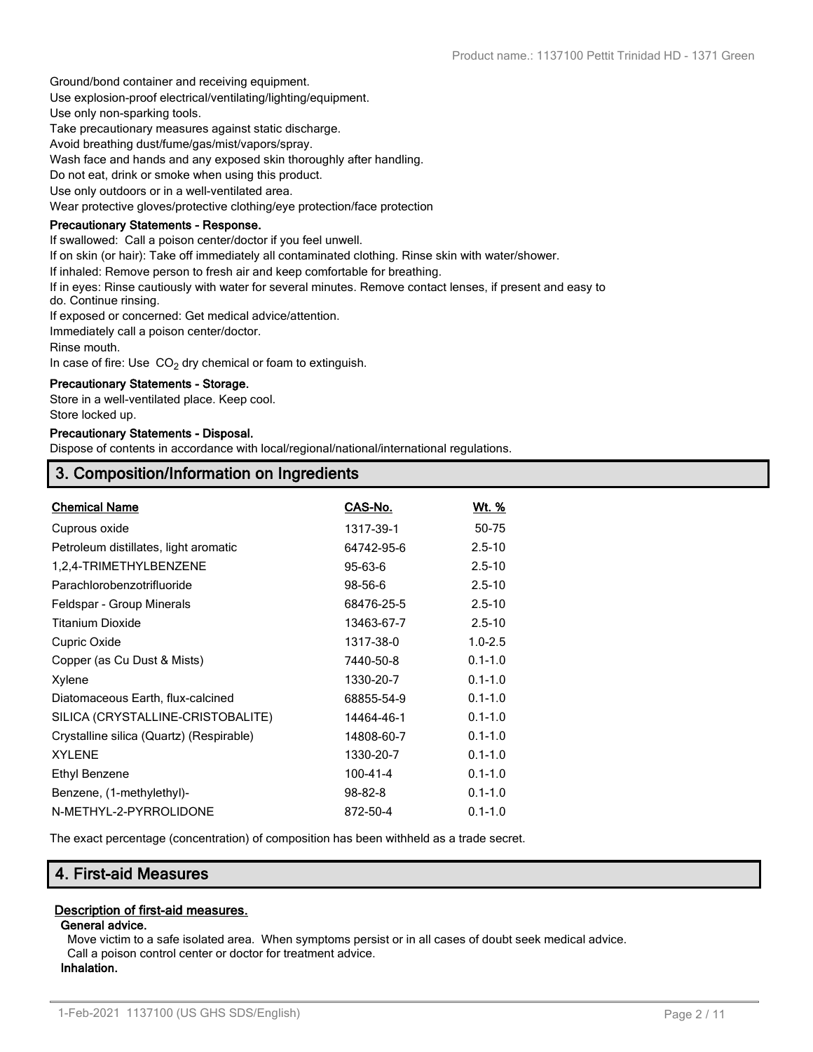Ground/bond container and receiving equipment.
Use explosion-proof electrical/ventilating/lighting/equipment.
Use only non-sparking tools.
Take precautionary measures against static discharge.
Avoid breathing dust/fume/gas/mist/vapors/spray.
Wash face and hands and any exposed skin thoroughly after handling.
Do not eat, drink or smoke when using this product.
Use only outdoors or in a well-ventilated area.
Wear protective gloves/protective clothing/eye protection/face protection

**Precautionary Statements - Response.**

If swallowed: Call a poison center/doctor if you feel unwell.
If on skin (or hair): Take off immediately all contaminated clothing. Rinse skin with water/shower.
If inhaled: Remove person to fresh air and keep comfortable for breathing.
If in eyes: Rinse cautiously with water for several minutes. Remove contact lenses, if present and easy to do. Continue rinsing.
If exposed or concerned: Get medical advice/attention.
Immediately call a poison center/doctor.
Rinse mouth.
In case of fire: Use $CO_2$ dry chemical or foam to extinguish.

**Precautionary Statements - Storage.**

Store in a well-ventilated place. Keep cool.
Store locked up.

**Precautionary Statements - Disposal.**

Dispose of contents in accordance with local/regional/national/international regulations.

## 3. Composition/Information on Ingredients

| Chemical Name | CAS-No. | Wt. % |
|---|---|---|
| Cuprous oxide | 1317-39-1 | 50-75 |
| Petroleum distillates, light aromatic | 64742-95-6 | 2.5-10 |
| 1,2,4-TRIMETHYLBENZENE | 95-63-6 | 2.5-10 |
| Parachlorobenzotrifluoride | 98-56-6 | 2.5-10 |
| Feldspar - Group Minerals | 68476-25-5 | 2.5-10 |
| Titanium Dioxide | 13463-67-7 | 2.5-10 |
| Cupric Oxide | 1317-38-0 | 1.0-2.5 |
| Copper (as Cu Dust & Mists) | 7440-50-8 | 0.1-1.0 |
| Xylene | 1330-20-7 | 0.1-1.0 |
| Diatomaceous Earth, flux-calcined | 68855-54-9 | 0.1-1.0 |
| SILICA (CRYSTALLINE-CRISTOBALITE) | 14464-46-1 | 0.1-1.0 |
| Crystalline silica (Quartz) (Respirable) | 14808-60-7 | 0.1-1.0 |
| XYLENE | 1330-20-7 | 0.1-1.0 |
| Ethyl Benzene | 100-41-4 | 0.1-1.0 |
| Benzene, (1-methylethyl)- | 98-82-8 | 0.1-1.0 |
| N-METHYL-2-PYRROLIDONE | 872-50-4 | 0.1-1.0 |

The exact percentage (concentration) of composition has been withheld as a trade secret.

## 4. First-aid Measures

**Description of first-aid measures.**

**General advice.**

Move victim to a safe isolated area. When symptoms persist or in all cases of doubt seek medical advice.
Call a poison control center or doctor for treatment advice.

**Inhalation.**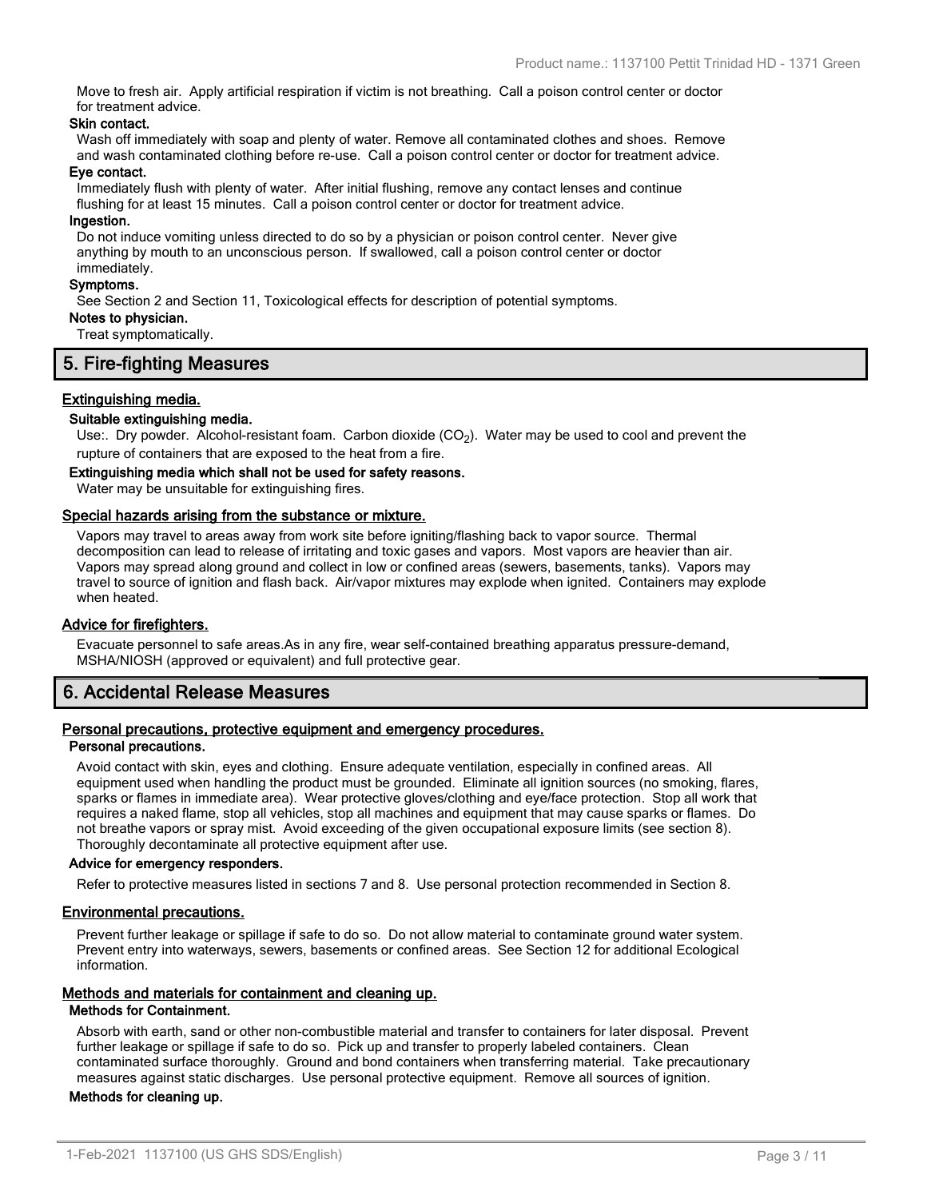Move to fresh air. Apply artificial respiration if victim is not breathing. Call a poison control center or doctor for treatment advice.

**Skin contact.**

Wash off immediately with soap and plenty of water. Remove all contaminated clothes and shoes. Remove and wash contaminated clothing before re-use. Call a poison control center or doctor for treatment advice.

**Eye contact.**

Immediately flush with plenty of water. After initial flushing, remove any contact lenses and continue flushing for at least 15 minutes. Call a poison control center or doctor for treatment advice.

**Ingestion.**

Do not induce vomiting unless directed to do so by a physician or poison control center. Never give anything by mouth to an unconscious person. If swallowed, call a poison control center or doctor immediately.

**Symptoms.**

See Section 2 and Section 11, Toxicological effects for description of potential symptoms.

**Notes to physician.**

Treat symptomatically.

## 5. Fire-fighting Measures

### Extinguishing media.

**Suitable extinguishing media.**

Use:. Dry powder. Alcohol-resistant foam. Carbon dioxide ($CO_2$). Water may be used to cool and prevent the rupture of containers that are exposed to the heat from a fire.

**Extinguishing media which shall not be used for safety reasons.**

Water may be unsuitable for extinguishing fires.

### Special hazards arising from the substance or mixture.

Vapors may travel to areas away from work site before igniting/flashing back to vapor source. Thermal decomposition can lead to release of irritating and toxic gases and vapors. Most vapors are heavier than air. Vapors may spread along ground and collect in low or confined areas (sewers, basements, tanks). Vapors may travel to source of ignition and flash back. Air/vapor mixtures may explode when ignited. Containers may explode when heated.

### Advice for firefighters.

Evacuate personnel to safe areas.As in any fire, wear self-contained breathing apparatus pressure-demand, MSHA/NIOSH (approved or equivalent) and full protective gear.

## 6. Accidental Release Measures

### Personal precautions, protective equipment and emergency procedures.

**Personal precautions.**

Avoid contact with skin, eyes and clothing. Ensure adequate ventilation, especially in confined areas. All equipment used when handling the product must be grounded. Eliminate all ignition sources (no smoking, flares, sparks or flames in immediate area). Wear protective gloves/clothing and eye/face protection. Stop all work that requires a naked flame, stop all vehicles, stop all machines and equipment that may cause sparks or flames. Do not breathe vapors or spray mist. Avoid exceeding of the given occupational exposure limits (see section 8). Thoroughly decontaminate all protective equipment after use.

**Advice for emergency responders.**

Refer to protective measures listed in sections 7 and 8. Use personal protection recommended in Section 8.

### Environmental precautions.

Prevent further leakage or spillage if safe to do so. Do not allow material to contaminate ground water system. Prevent entry into waterways, sewers, basements or confined areas. See Section 12 for additional Ecological information.

### Methods and materials for containment and cleaning up.

**Methods for Containment.**

Absorb with earth, sand or other non-combustible material and transfer to containers for later disposal. Prevent further leakage or spillage if safe to do so. Pick up and transfer to properly labeled containers. Clean contaminated surface thoroughly. Ground and bond containers when transferring material. Take precautionary measures against static discharges. Use personal protective equipment. Remove all sources of ignition.

**Methods for cleaning up.**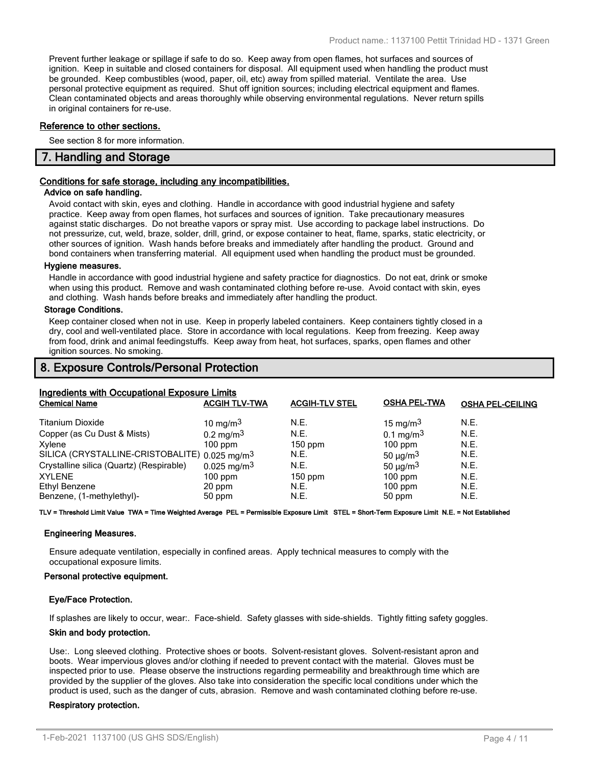Prevent further leakage or spillage if safe to do so. Keep away from open flames, hot surfaces and sources of ignition. Keep in suitable and closed containers for disposal. All equipment used when handling the product must be grounded. Keep combustibles (wood, paper, oil, etc) away from spilled material. Ventilate the area. Use personal protective equipment as required. Shut off ignition sources; including electrical equipment and flames. Clean contaminated objects and areas thoroughly while observing environmental regulations. Never return spills in original containers for re-use.

**Reference to other sections.**

See section 8 for more information.

## 7. Handling and Storage

**Conditions for safe storage, including any incompatibilities.**

**Advice on safe handling.**

Avoid contact with skin, eyes and clothing. Handle in accordance with good industrial hygiene and safety practice. Keep away from open flames, hot surfaces and sources of ignition. Take precautionary measures against static discharges. Do not breathe vapors or spray mist. Use according to package label instructions. Do not pressurize, cut, weld, braze, solder, drill, grind, or expose container to heat, flame, sparks, static electricity, or other sources of ignition. Wash hands before breaks and immediately after handling the product. Ground and bond containers when transferring material. All equipment used when handling the product must be grounded.

**Hygiene measures.**

Handle in accordance with good industrial hygiene and safety practice for diagnostics. Do not eat, drink or smoke when using this product. Remove and wash contaminated clothing before re-use. Avoid contact with skin, eyes and clothing. Wash hands before breaks and immediately after handling the product.

**Storage Conditions.**

Keep container closed when not in use. Keep in properly labeled containers. Keep containers tightly closed in a dry, cool and well-ventilated place. Store in accordance with local regulations. Keep from freezing. Keep away from food, drink and animal feedingstuffs. Keep away from heat, hot surfaces, sparks, open flames and other ignition sources. No smoking.

## 8. Exposure Controls/Personal Protection

**Ingredients with Occupational Exposure Limits**

| Chemical Name | ACGIH TLV-TWA | ACGIH-TLV STEL | OSHA PEL-TWA | OSHA PEL-CEILING |
|---|---|---|---|---|
| Titanium Dioxide | 10 mg/m$^3$ | N.E. | 15 mg/m$^3$ | N.E. |
| Copper (as Cu Dust & Mists) | 0.2 mg/m$^3$ | N.E. | 0.1 mg/m$^3$ | N.E. |
| Xylene | 100 ppm | 150 ppm | 100 ppm | N.E. |
| SILICA (CRYSTALLINE-CRISTOBALITE) | 0.025 mg/m$^3$ | N.E. | 50 µg/m$^3$ | N.E. |
| Crystalline silica (Quartz) (Respirable) | 0.025 mg/m$^3$ | N.E. | 50 µg/m$^3$ | N.E. |
| XYLENE | 100 ppm | 150 ppm | 100 ppm | N.E. |
| Ethyl Benzene | 20 ppm | N.E. | 100 ppm | N.E. |
| Benzene, (1-methylethyl)- | 50 ppm | N.E. | 50 ppm | N.E. |

**TLV = Threshold Limit Value TWA = Time Weighted Average PEL = Permissible Exposure Limit STEL = Short-Term Exposure Limit N.E. = Not Established**

**Engineering Measures.**

Ensure adequate ventilation, especially in confined areas. Apply technical measures to comply with the occupational exposure limits.

**Personal protective equipment.**

**Eye/Face Protection.**

If splashes are likely to occur, wear:. Face-shield. Safety glasses with side-shields. Tightly fitting safety goggles.

**Skin and body protection.**

Use:. Long sleeved clothing. Protective shoes or boots. Solvent-resistant gloves. Solvent-resistant apron and boots. Wear impervious gloves and/or clothing if needed to prevent contact with the material. Gloves must be inspected prior to use. Please observe the instructions regarding permeability and breakthrough time which are provided by the supplier of the gloves. Also take into consideration the specific local conditions under which the product is used, such as the danger of cuts, abrasion. Remove and wash contaminated clothing before re-use.

**Respiratory protection.**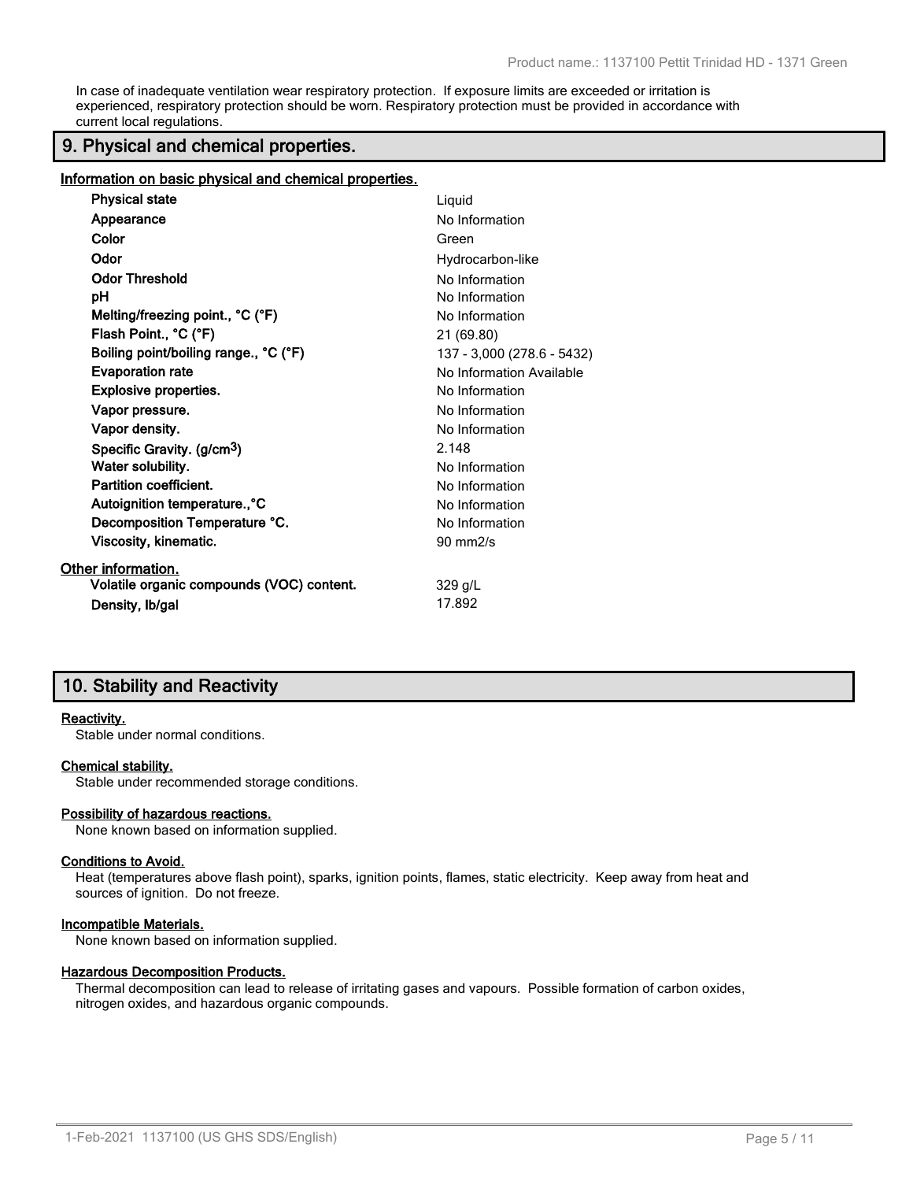In case of inadequate ventilation wear respiratory protection. If exposure limits are exceeded or irritation is experienced, respiratory protection should be worn. Respiratory protection must be provided in accordance with current local regulations.

## 9. Physical and chemical properties.

**Information on basic physical and chemical properties.**

| | |
|---|---|
| **Physical state** | Liquid |
| **Appearance** | No Information |
| **Color** | Green |
| **Odor** | Hydrocarbon-like |
| **Odor Threshold** | No Information |
| **pH** | No Information |
| **Melting/freezing point., °C (°F)** | No Information |
| **Flash Point., °C (°F)** | 21 (69.80) |
| **Boiling point/boiling range., °C (°F)** | 137 - 3,000 (278.6 - 5432) |
| **Evaporation rate** | No Information Available |
| **Explosive properties.** | No Information |
| **Vapor pressure.** | No Information |
| **Vapor density.** | No Information |
| **Specific Gravity. (g/cm$^3$)** | 2.148 |
| **Water solubility.** | No Information |
| **Partition coefficient.** | No Information |
| **Autoignition temperature.,°C** | No Information |
| **Decomposition Temperature °C.** | No Information |
| **Viscosity, kinematic.** | 90 mm2/s |

**Other information.**

| | |
|---|---|
| **Volatile organic compounds (VOC) content.** | 329 g/L |
| **Density, lb/gal** | 17.892 |

## 10. Stability and Reactivity

**Reactivity.**
Stable under normal conditions.

**Chemical stability.**
Stable under recommended storage conditions.

**Possibility of hazardous reactions.**
None known based on information supplied.

**Conditions to Avoid.**
Heat (temperatures above flash point), sparks, ignition points, flames, static electricity. Keep away from heat and sources of ignition. Do not freeze.

**Incompatible Materials.**
None known based on information supplied.

**Hazardous Decomposition Products.**
Thermal decomposition can lead to release of irritating gases and vapours. Possible formation of carbon oxides, nitrogen oxides, and hazardous organic compounds.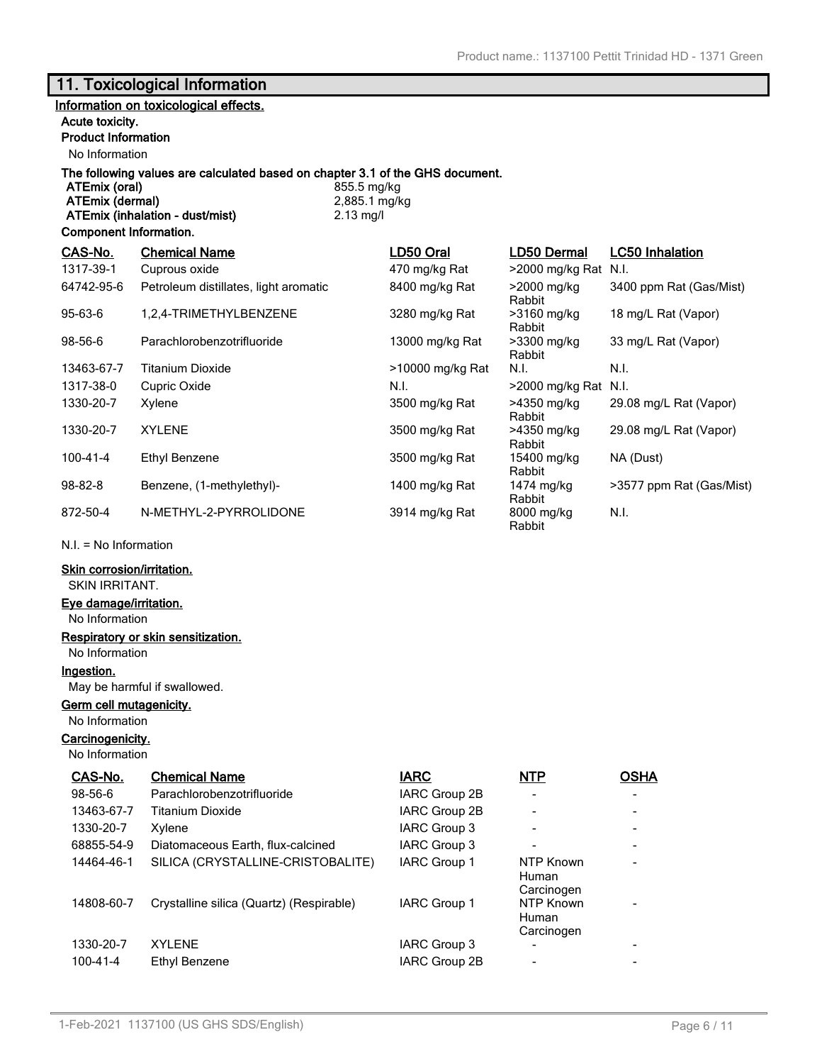## 11. Toxicological Information

**Information on toxicological effects.**

**Acute toxicity.**

**Product Information**

No Information

**The following values are calculated based on chapter 3.1 of the GHS document.**

| | |
|---|---|
| **ATEmix (oral)** | 855.5 mg/kg |
| **ATEmix (dermal)** | 2,885.1 mg/kg |
| **ATEmix (inhalation - dust/mist)** | 2.13 mg/l |

**Component Information.**

| CAS-No. | Chemical Name | LD50 Oral | LD50 Dermal | LC50 Inhalation |
|---|---|---|---|---|
| 1317-39-1 | Cuprous oxide | 470 mg/kg Rat | >2000 mg/kg Rat | N.I. |
| 64742-95-6 | Petroleum distillates, light aromatic | 8400 mg/kg Rat | >2000 mg/kg Rabbit | 3400 ppm Rat (Gas/Mist) |
| 95-63-6 | 1,2,4-TRIMETHYLBENZENE | 3280 mg/kg Rat | >3160 mg/kg Rabbit | 18 mg/L Rat (Vapor) |
| 98-56-6 | Parachlorobenzotrifluoride | 13000 mg/kg Rat | >3300 mg/kg Rabbit | 33 mg/L Rat (Vapor) |
| 13463-67-7 | Titanium Dioxide | >10000 mg/kg Rat | N.I. | N.I. |
| 1317-38-0 | Cupric Oxide | N.I. | >2000 mg/kg Rat | N.I. |
| 1330-20-7 | Xylene | 3500 mg/kg Rat | >4350 mg/kg Rabbit | 29.08 mg/L Rat (Vapor) |
| 1330-20-7 | XYLENE | 3500 mg/kg Rat | >4350 mg/kg Rabbit | 29.08 mg/L Rat (Vapor) |
| 100-41-4 | Ethyl Benzene | 3500 mg/kg Rat | 15400 mg/kg Rabbit | NA (Dust) |
| 98-82-8 | Benzene, (1-methylethyl)- | 1400 mg/kg Rat | 1474 mg/kg Rabbit | >3577 ppm Rat (Gas/Mist) |
| 872-50-4 | N-METHYL-2-PYRROLIDONE | 3914 mg/kg Rat | 8000 mg/kg Rabbit | N.I. |

N.I. = No Information

**Skin corrosion/irritation.**

SKIN IRRITANT.

**Eye damage/irritation.**

No Information

**Respiratory or skin sensitization.**

No Information

**Ingestion.**

May be harmful if swallowed.

**Germ cell mutagenicity.**

No Information

**Carcinogenicity.**

No Information

| CAS-No. | Chemical Name | IARC | NTP | OSHA |
|---|---|---|---|---|
| 98-56-6 | Parachlorobenzotrifluoride | IARC Group 2B | - | - |
| 13463-67-7 | Titanium Dioxide | IARC Group 2B | - | - |
| 1330-20-7 | Xylene | IARC Group 3 | - | - |
| 68855-54-9 | Diatomaceous Earth, flux-calcined | IARC Group 3 | - | - |
| 14464-46-1 | SILICA (CRYSTALLINE-CRISTOBALITE) | IARC Group 1 | NTP Known Human Carcinogen | - |
| 14808-60-7 | Crystalline silica (Quartz) (Respirable) | IARC Group 1 | NTP Known Human Carcinogen | - |
| 1330-20-7 | XYLENE | IARC Group 3 | - | - |
| 100-41-4 | Ethyl Benzene | IARC Group 2B | - | - |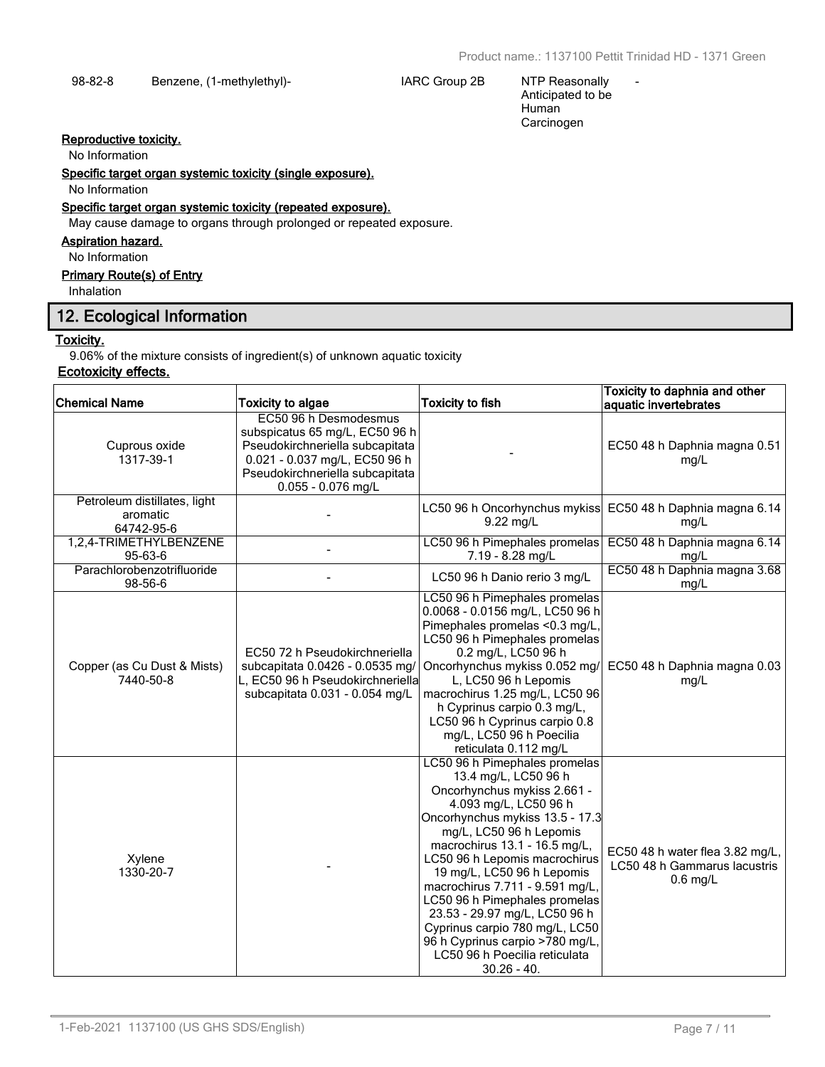| 98-82-8 | Benzene, (1-methylethyl)- | IARC Group 2B | NTP Reasonably Anticipated to be Human Carcinogen | - |
|---|---|---|---|---|

**Reproductive toxicity.**

No Information

**Specific target organ systemic toxicity (single exposure).**

No Information

**Specific target organ systemic toxicity (repeated exposure).**

May cause damage to organs through prolonged or repeated exposure.

**Aspiration hazard.**

No Information

**Primary Route(s) of Entry**

Inhalation

## 12. Ecological Information

**Toxicity.**

9.06% of the mixture consists of ingredient(s) of unknown aquatic toxicity

**Ecotoxicity effects.**

| Chemical Name | Toxicity to algae | Toxicity to fish | Toxicity to daphnia and other aquatic invertebrates |
|---|---|---|---|
| Cuprous oxide 1317-39-1 | EC50 96 h Desmodesmus subspicatus 65 mg/L, EC50 96 h Pseudokirchneriella subcapitata 0.021 - 0.037 mg/L, EC50 96 h Pseudokirchneriella subcapitata 0.055 - 0.076 mg/L | - | EC50 48 h Daphnia magna 0.51 mg/L |
| Petroleum distillates, light aromatic 64742-95-6 | - | LC50 96 h Oncorhynchus mykiss 9.22 mg/L | EC50 48 h Daphnia magna 6.14 mg/L |
| 1,2,4-TRIMETHYLBENZENE 95-63-6 | - | LC50 96 h Pimephales promelas 7.19 - 8.28 mg/L | EC50 48 h Daphnia magna 6.14 mg/L |
| Parachlorobenzotrifluoride 98-56-6 | - | LC50 96 h Danio rerio 3 mg/L | EC50 48 h Daphnia magna 3.68 mg/L |
| Copper (as Cu Dust & Mists) 7440-50-8 | EC50 72 h Pseudokirchneriella subcapitata 0.0426 - 0.0535 mg/L, EC50 96 h Pseudokirchneriella subcapitata 0.031 - 0.054 mg/L | LC50 96 h Pimephales promelas 0.0068 - 0.0156 mg/L, LC50 96 h Pimephales promelas <0.3 mg/L, LC50 96 h Pimephales promelas 0.2 mg/L, LC50 96 h Oncorhynchus mykiss 0.052 mg/L, LC50 96 h Lepomis macrochirus 1.25 mg/L, LC50 96 h Cyprinus carpio 0.3 mg/L, LC50 96 h Cyprinus carpio 0.8 mg/L, LC50 96 h Poecilia reticulata 0.112 mg/L | EC50 48 h Daphnia magna 0.03 mg/L |
| Xylene 1330-20-7 | - | LC50 96 h Pimephales promelas 13.4 mg/L, LC50 96 h Oncorhynchus mykiss 2.661 - 4.093 mg/L, LC50 96 h Oncorhynchus mykiss 13.5 - 17.3 mg/L, LC50 96 h Lepomis macrochirus 13.1 - 16.5 mg/L, LC50 96 h Lepomis macrochirus 19 mg/L, LC50 96 h Lepomis macrochirus 7.711 - 9.591 mg/L, LC50 96 h Pimephales promelas 23.53 - 29.97 mg/L, LC50 96 h Cyprinus carpio 780 mg/L, LC50 96 h Cyprinus carpio >780 mg/L, LC50 96 h Poecilia reticulata 30.26 - 40. | EC50 48 h water flea 3.82 mg/L, LC50 48 h Gammarus lacustris 0.6 mg/L |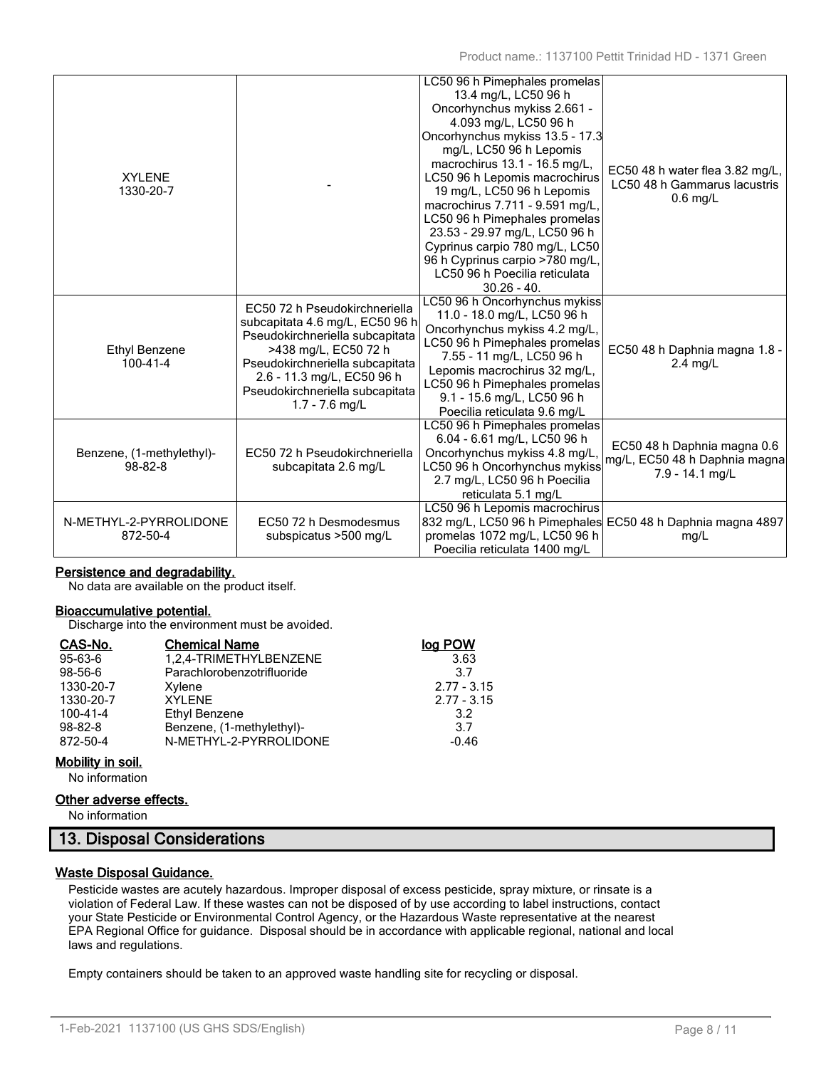| | | | |
|---|---|---|---|
| XYLENE<br>1330-20-7 | - | LC50 96 h Pimephales promelas 13.4 mg/L, LC50 96 h Oncorhynchus mykiss 2.661 - 4.093 mg/L, LC50 96 h Oncorhynchus mykiss 13.5 - 17.3 mg/L, LC50 96 h Lepomis macrochirus 13.1 - 16.5 mg/L, LC50 96 h Lepomis macrochirus 19 mg/L, LC50 96 h Lepomis macrochirus 7.711 - 9.591 mg/L, LC50 96 h Pimephales promelas 23.53 - 29.97 mg/L, LC50 96 h Cyprinus carpio 780 mg/L, LC50 96 h Cyprinus carpio >780 mg/L, LC50 96 h Poecilia reticulata 30.26 - 40. | EC50 48 h water flea 3.82 mg/L, LC50 48 h Gammarus lacustris 0.6 mg/L |
| Ethyl Benzene<br>100-41-4 | EC50 72 h Pseudokirchneriella subcapitata 4.6 mg/L, EC50 96 h Pseudokirchneriella subcapitata >438 mg/L, EC50 72 h Pseudokirchneriella subcapitata 2.6 - 11.3 mg/L, EC50 96 h Pseudokirchneriella subcapitata 1.7 - 7.6 mg/L | LC50 96 h Oncorhynchus mykiss 11.0 - 18.0 mg/L, LC50 96 h Oncorhynchus mykiss 4.2 mg/L, LC50 96 h Pimephales promelas 7.55 - 11 mg/L, LC50 96 h Lepomis macrochirus 32 mg/L, LC50 96 h Pimephales promelas 9.1 - 15.6 mg/L, LC50 96 h Poecilia reticulata 9.6 mg/L | EC50 48 h Daphnia magna 1.8 - 2.4 mg/L |
| Benzene, (1-methylethyl)-<br>98-82-8 | EC50 72 h Pseudokirchneriella subcapitata 2.6 mg/L | LC50 96 h Pimephales promelas 6.04 - 6.61 mg/L, LC50 96 h Oncorhynchus mykiss 4.8 mg/L, LC50 96 h Oncorhynchus mykiss 2.7 mg/L, LC50 96 h Poecilia reticulata 5.1 mg/L | EC50 48 h Daphnia magna 0.6 mg/L, EC50 48 h Daphnia magna 7.9 - 14.1 mg/L |
| N-METHYL-2-PYRROLIDONE<br>872-50-4 | EC50 72 h Desmodesmus subspicatus >500 mg/L | LC50 96 h Lepomis macrochirus 832 mg/L, LC50 96 h Pimephales promelas 1072 mg/L, LC50 96 h Poecilia reticulata 1400 mg/L | EC50 48 h Daphnia magna 4897 mg/L |

**Persistence and degradability.**

No data are available on the product itself.

**Bioaccumulative potential.**

Discharge into the environment must be avoided.

| CAS-No. | Chemical Name | log POW |
|---|---|---|
| 95-63-6 | 1,2,4-TRIMETHYLBENZENE | 3.63 |
| 98-56-6 | Parachlorobenzotrifluoride | 3.7 |
| 1330-20-7 | Xylene | 2.77 - 3.15 |
| 1330-20-7 | XYLENE | 2.77 - 3.15 |
| 100-41-4 | Ethyl Benzene | 3.2 |
| 98-82-8 | Benzene, (1-methylethyl)- | 3.7 |
| 872-50-4 | N-METHYL-2-PYRROLIDONE | -0.46 |

**Mobility in soil.**

No information

**Other adverse effects.**

No information

## 13. Disposal Considerations

**Waste Disposal Guidance.**

Pesticide wastes are acutely hazardous. Improper disposal of excess pesticide, spray mixture, or rinsate is a violation of Federal Law. If these wastes can not be disposed of by use according to label instructions, contact your State Pesticide or Environmental Control Agency, or the Hazardous Waste representative at the nearest EPA Regional Office for guidance. Disposal should be in accordance with applicable regional, national and local laws and regulations.

Empty containers should be taken to an approved waste handling site for recycling or disposal.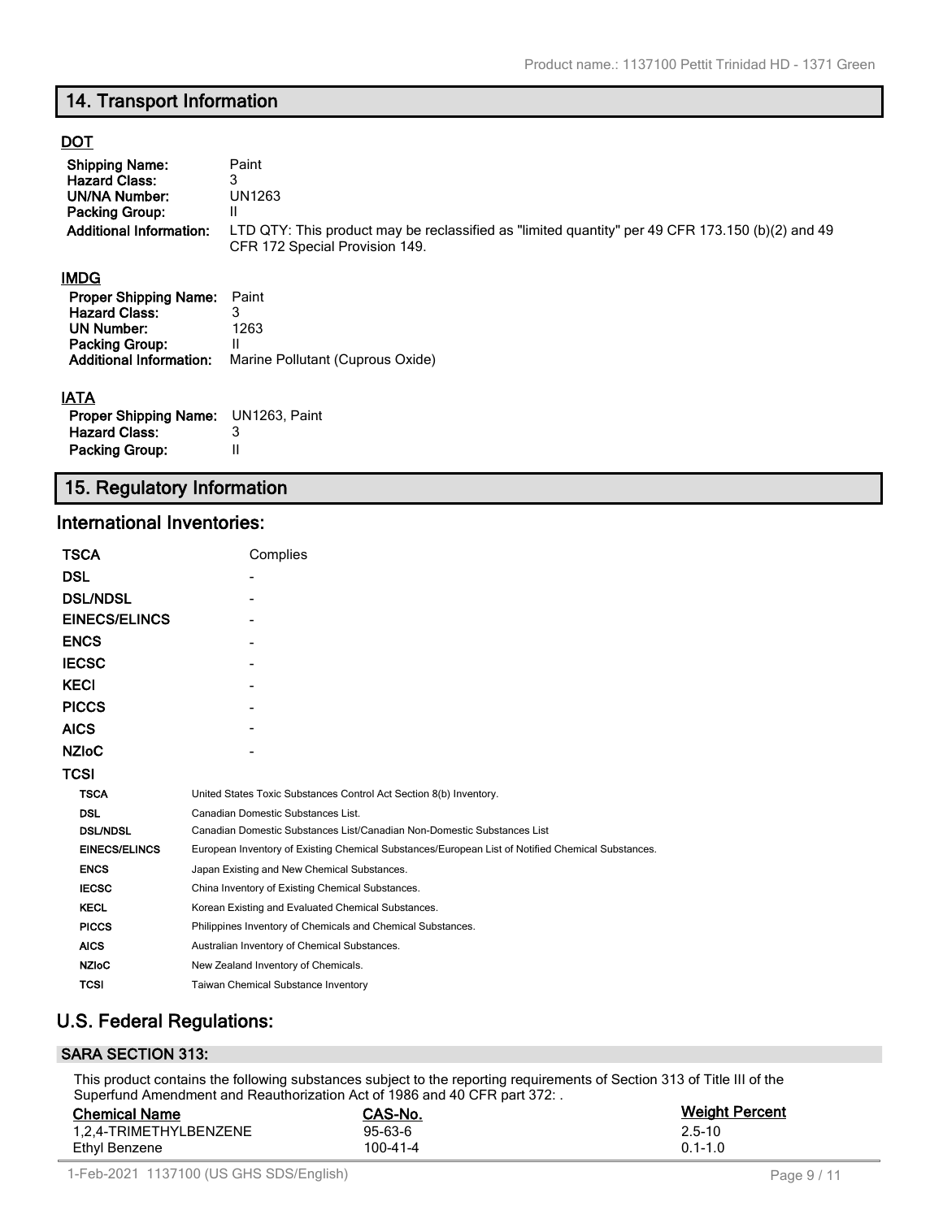## 14. Transport Information

### DOT

| | |
|---|---|
| **Shipping Name:** | Paint |
| **Hazard Class:** | 3 |
| **UN/NA Number:** | UN1263 |
| **Packing Group:** | II |
| **Additional Information:** | LTD QTY: This product may be reclassified as "limited quantity" per 49 CFR 173.150 (b)(2) and 49 CFR 172 Special Provision 149. |

### IMDG

| | |
|---|---|
| **Proper Shipping Name:** | Paint |
| **Hazard Class:** | 3 |
| **UN Number:** | 1263 |
| **Packing Group:** | II |
| **Additional Information:** | Marine Pollutant (Cuprous Oxide) |

### IATA

| | |
|---|---|
| **Proper Shipping Name:** | UN1263, Paint |
| **Hazard Class:** | 3 |
| **Packing Group:** | II |

## 15. Regulatory Information

### International Inventories:

| | |
|---|---|
| **TSCA** | Complies |
| **DSL** | - |
| **DSL/NDSL** | - |
| **EINECS/ELINCS** | - |
| **ENCS** | - |
| **IECSC** | - |
| **KECI** | - |
| **PICCS** | - |
| **AICS** | - |
| **NZIoC** | - |
| **TCSI** | |

| | |
|---|---|
| **TSCA** | United States Toxic Substances Control Act Section 8(b) Inventory. |
| **DSL** | Canadian Domestic Substances List. |
| **DSL/NDSL** | Canadian Domestic Substances List/Canadian Non-Domestic Substances List |
| **EINECS/ELINCS** | European Inventory of Existing Chemical Substances/European List of Notified Chemical Substances. |
| **ENCS** | Japan Existing and New Chemical Substances. |
| **IECSC** | China Inventory of Existing Chemical Substances. |
| **KECL** | Korean Existing and Evaluated Chemical Substances. |
| **PICCS** | Philippines Inventory of Chemicals and Chemical Substances. |
| **AICS** | Australian Inventory of Chemical Substances. |
| **NZIoC** | New Zealand Inventory of Chemicals. |
| **TCSI** | Taiwan Chemical Substance Inventory |

### U.S. Federal Regulations:

#### SARA SECTION 313:

This product contains the following substances subject to the reporting requirements of Section 313 of Title III of the Superfund Amendment and Reauthorization Act of 1986 and 40 CFR part 372: .

| Chemical Name | CAS-No. | Weight Percent |
|---|---|---|
| 1,2,4-TRIMETHYLBENZENE | 95-63-6 | 2.5-10 |
| Ethyl Benzene | 100-41-4 | 0.1-1.0 |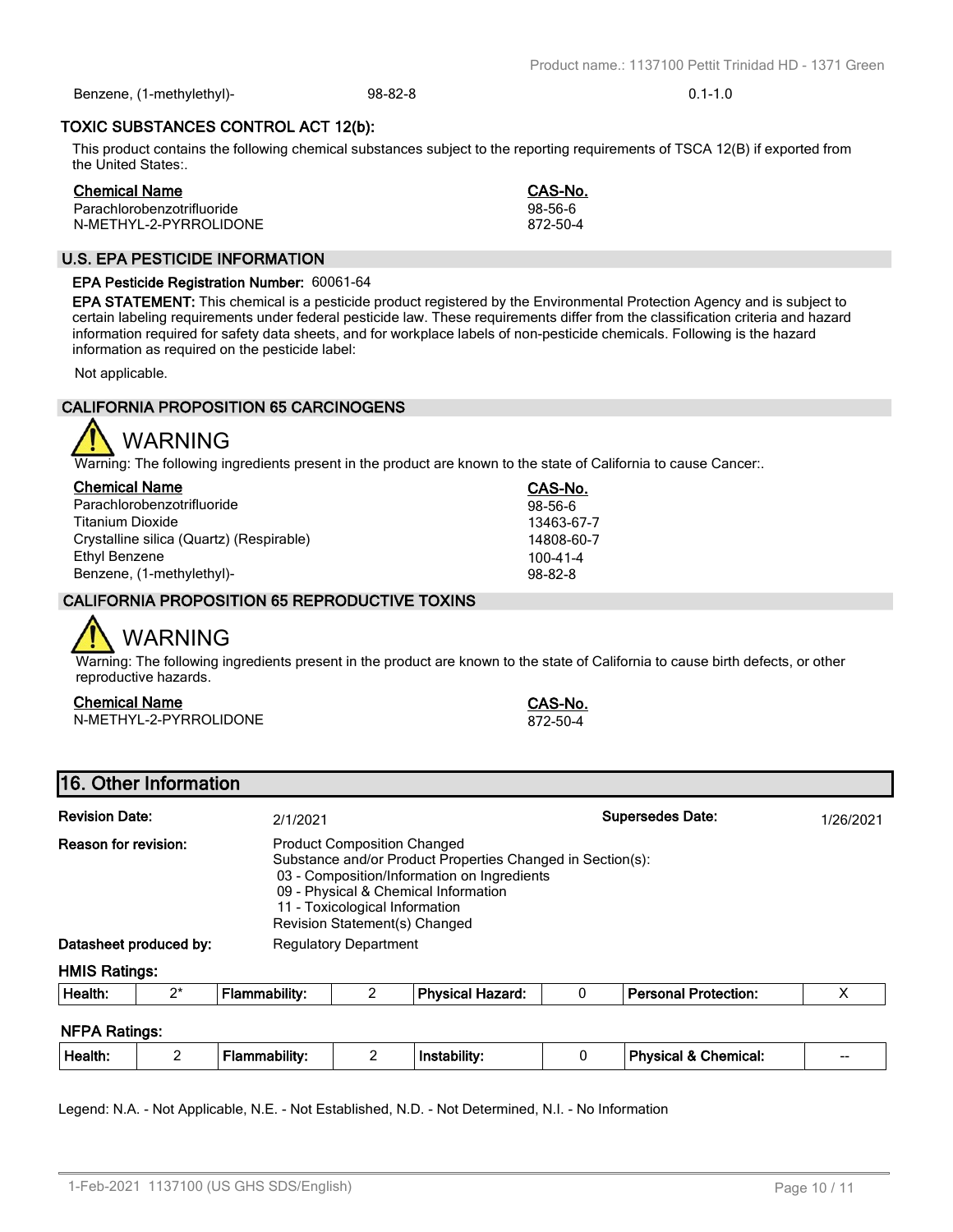| Benzene, (1-methylethyl)- | 98-82-8 | 0.1-1.0 |
|---|---|---|

### TOXIC SUBSTANCES CONTROL ACT 12(b):

This product contains the following chemical substances subject to the reporting requirements of TSCA 12(B) if exported from the United States:.

| Chemical Name | CAS-No. |
|---|---|
| Parachlorobenzotrifluoride | 98-56-6 |
| N-METHYL-2-PYRROLIDONE | 872-50-4 |

### U.S. EPA PESTICIDE INFORMATION

**EPA Pesticide Registration Number:** 60061-64

**EPA STATEMENT:** This chemical is a pesticide product registered by the Environmental Protection Agency and is subject to certain labeling requirements under federal pesticide law. These requirements differ from the classification criteria and hazard information required for safety data sheets, and for workplace labels of non-pesticide chemicals. Following is the hazard information as required on the pesticide label:

Not applicable.

### CALIFORNIA PROPOSITION 65 CARCINOGENS

WARNING

Warning: The following ingredients present in the product are known to the state of California to cause Cancer:.

| Chemical Name | CAS-No. |
|---|---|
| Parachlorobenzotrifluoride | 98-56-6 |
| Titanium Dioxide | 13463-67-7 |
| Crystalline silica (Quartz) (Respirable) | 14808-60-7 |
| Ethyl Benzene | 100-41-4 |
| Benzene, (1-methylethyl)- | 98-82-8 |

### CALIFORNIA PROPOSITION 65 REPRODUCTIVE TOXINS

WARNING

Warning: The following ingredients present in the product are known to the state of California to cause birth defects, or other reproductive hazards.

| Chemical Name | CAS-No. |
|---|---|
| N-METHYL-2-PYRROLIDONE | 872-50-4 |

## 16. Other Information

**Revision Date:** 2/1/2021 **Supersedes Date:** 1/26/2021

**Reason for revision:** Product Composition Changed
Substance and/or Product Properties Changed in Section(s):
- 03 - Composition/Information on Ingredients
- 09 - Physical & Chemical Information
- 11 - Toxicological Information

Revision Statement(s) Changed

**Datasheet produced by:** Regulatory Department

**HMIS Ratings:**

| Health: | 2* | Flammability: | 2 | Physical Hazard: | 0 | Personal Protection: | X |
|---|---|---|---|---|---|---|---|

**NFPA Ratings:**

| Health: | 2 | Flammability: | 2 | Instability: | 0 | Physical & Chemical: | -- |
|---|---|---|---|---|---|---|---|

Legend: N.A. - Not Applicable, N.E. - Not Established, N.D. - Not Determined, N.I. - No Information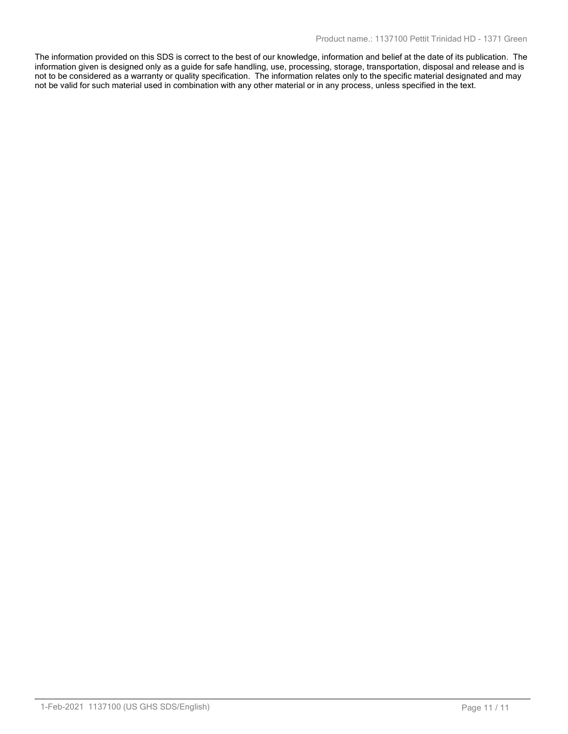The information provided on this SDS is correct to the best of our knowledge, information and belief at the date of its publication. The information given is designed only as a guide for safe handling, use, processing, storage, transportation, disposal and release and is not to be considered as a warranty or quality specification. The information relates only to the specific material designated and may not be valid for such material used in combination with any other material or in any process, unless specified in the text.